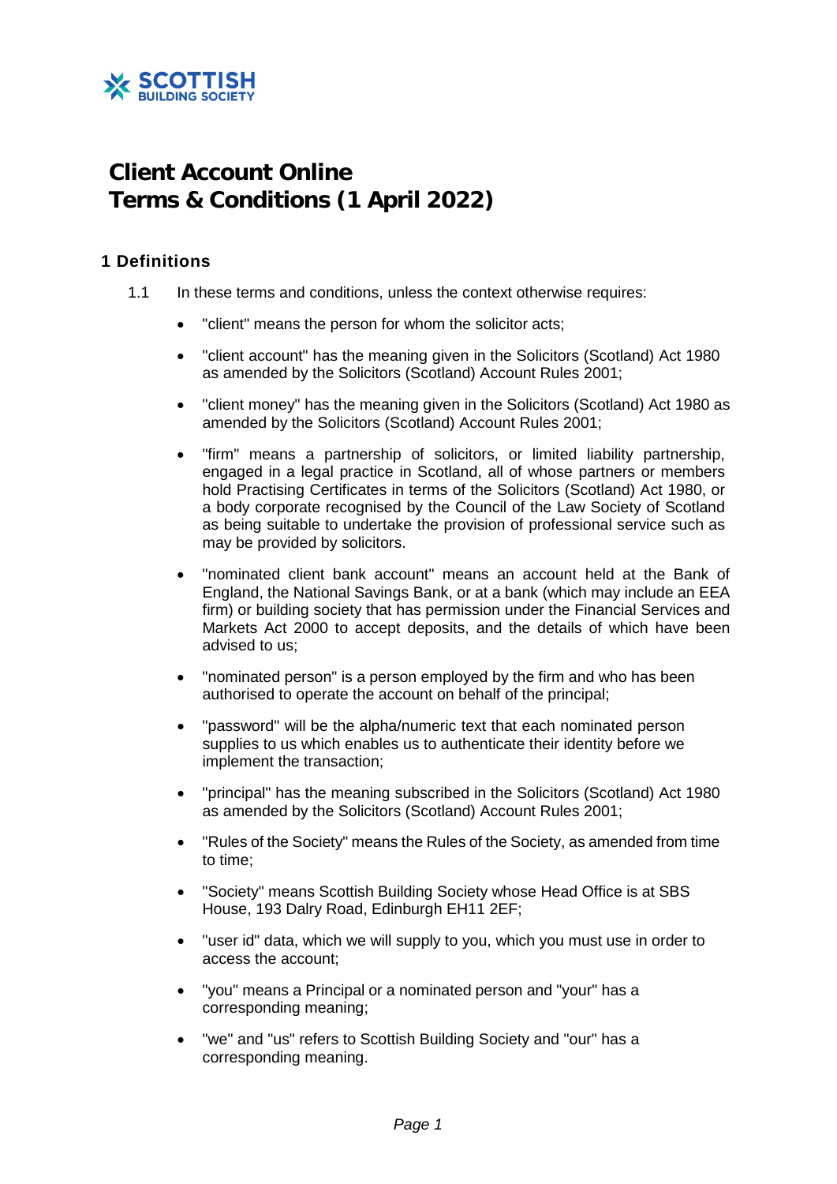SCOTTISH BUILDING SOCIETY

# Client Account Online Terms & Conditions (1 April 2022)

## 1 Definitions

1.1 In these terms and conditions, unless the context otherwise requires:

- "client" means the person for whom the solicitor acts;
- "client account" has the meaning given in the Solicitors (Scotland) Act 1980 as amended by the Solicitors (Scotland) Account Rules 2001;
- "client money" has the meaning given in the Solicitors (Scotland) Act 1980 as amended by the Solicitors (Scotland) Account Rules 2001;
- "firm" means a partnership of solicitors, or limited liability partnership, engaged in a legal practice in Scotland, all of whose partners or members hold Practising Certificates in terms of the Solicitors (Scotland) Act 1980, or a body corporate recognised by the Council of the Law Society of Scotland as being suitable to undertake the provision of professional service such as may be provided by solicitors.
- "nominated client bank account" means an account held at the Bank of England, the National Savings Bank, or at a bank (which may include an EEA firm) or building society that has permission under the Financial Services and Markets Act 2000 to accept deposits, and the details of which have been advised to us;
- "nominated person" is a person employed by the firm and who has been authorised to operate the account on behalf of the principal;
- "password" will be the alpha/numeric text that each nominated person supplies to us which enables us to authenticate their identity before we implement the transaction;
- "principal" has the meaning subscribed in the Solicitors (Scotland) Act 1980 as amended by the Solicitors (Scotland) Account Rules 2001;
- "Rules of the Society" means the Rules of the Society, as amended from time to time;
- "Society" means Scottish Building Society whose Head Office is at SBS House, 193 Dalry Road, Edinburgh EH11 2EF;
- "user id" data, which we will supply to you, which you must use in order to access the account;
- "you" means a Principal or a nominated person and "your" has a corresponding meaning;
- "we" and "us" refers to Scottish Building Society and "our" has a corresponding meaning.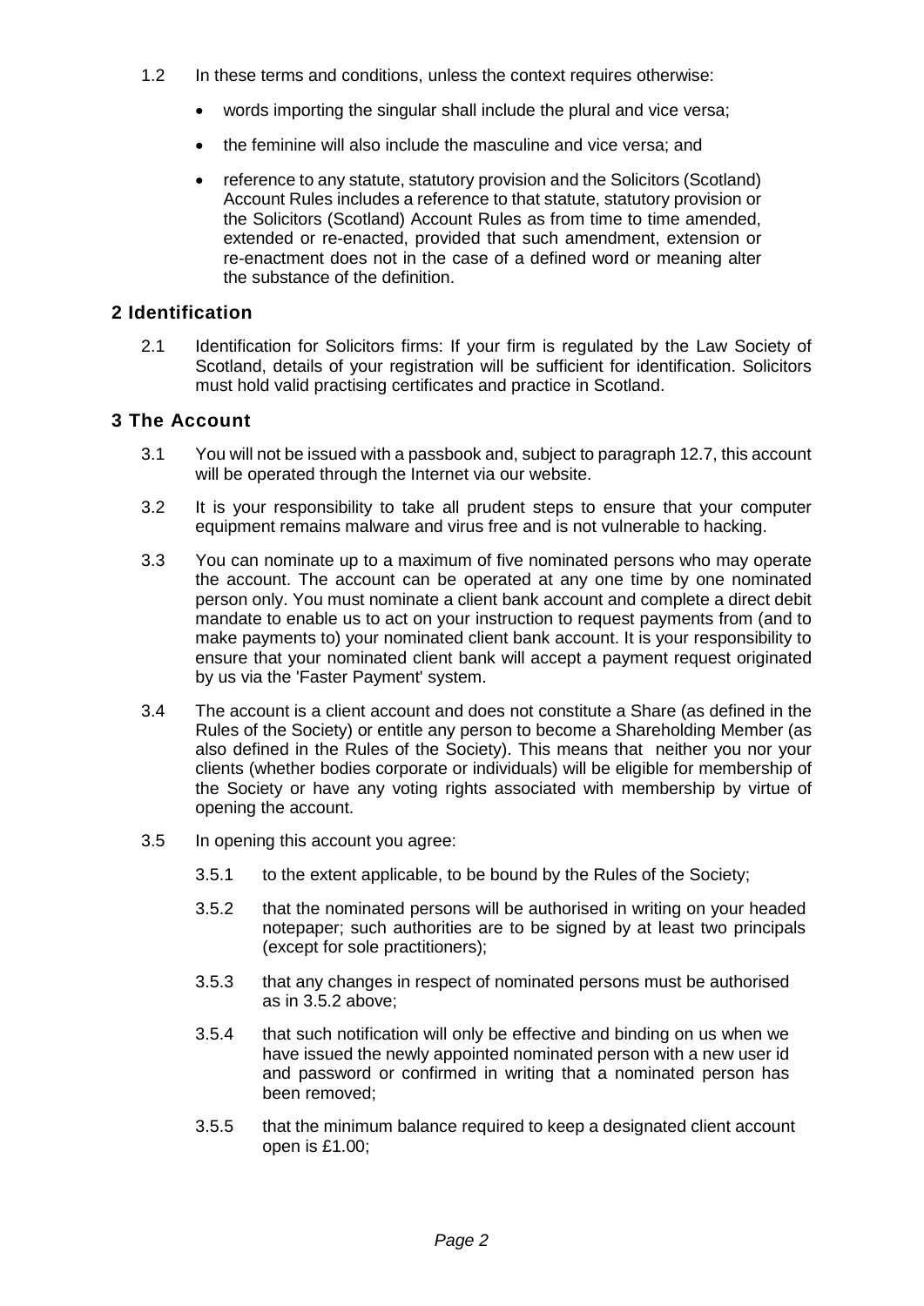1.2 In these terms and conditions, unless the context requires otherwise:

- words importing the singular shall include the plural and vice versa;
- the feminine will also include the masculine and vice versa; and
- reference to any statute, statutory provision and the Solicitors (Scotland) Account Rules includes a reference to that statute, statutory provision or the Solicitors (Scotland) Account Rules as from time to time amended, extended or re-enacted, provided that such amendment, extension or re-enactment does not in the case of a defined word or meaning alter the substance of the definition.

## 2 Identification

2.1 Identification for Solicitors firms: If your firm is regulated by the Law Society of Scotland, details of your registration will be sufficient for identification. Solicitors must hold valid practising certificates and practice in Scotland.

## 3 The Account

3.1 You will not be issued with a passbook and, subject to paragraph 12.7, this account will be operated through the Internet via our website.

3.2 It is your responsibility to take all prudent steps to ensure that your computer equipment remains malware and virus free and is not vulnerable to hacking.

3.3 You can nominate up to a maximum of five nominated persons who may operate the account. The account can be operated at any one time by one nominated person only. You must nominate a client bank account and complete a direct debit mandate to enable us to act on your instruction to request payments from (and to make payments to) your nominated client bank account. It is your responsibility to ensure that your nominated client bank will accept a payment request originated by us via the 'Faster Payment' system.

3.4 The account is a client account and does not constitute a Share (as defined in the Rules of the Society) or entitle any person to become a Shareholding Member (as also defined in the Rules of the Society). This means that neither you nor your clients (whether bodies corporate or individuals) will be eligible for membership of the Society or have any voting rights associated with membership by virtue of opening the account.

3.5 In opening this account you agree:

3.5.1 to the extent applicable, to be bound by the Rules of the Society;

3.5.2 that the nominated persons will be authorised in writing on your headed notepaper; such authorities are to be signed by at least two principals (except for sole practitioners);

3.5.3 that any changes in respect of nominated persons must be authorised as in 3.5.2 above;

3.5.4 that such notification will only be effective and binding on us when we have issued the newly appointed nominated person with a new user id and password or confirmed in writing that a nominated person has been removed;

3.5.5 that the minimum balance required to keep a designated client account open is £1.00;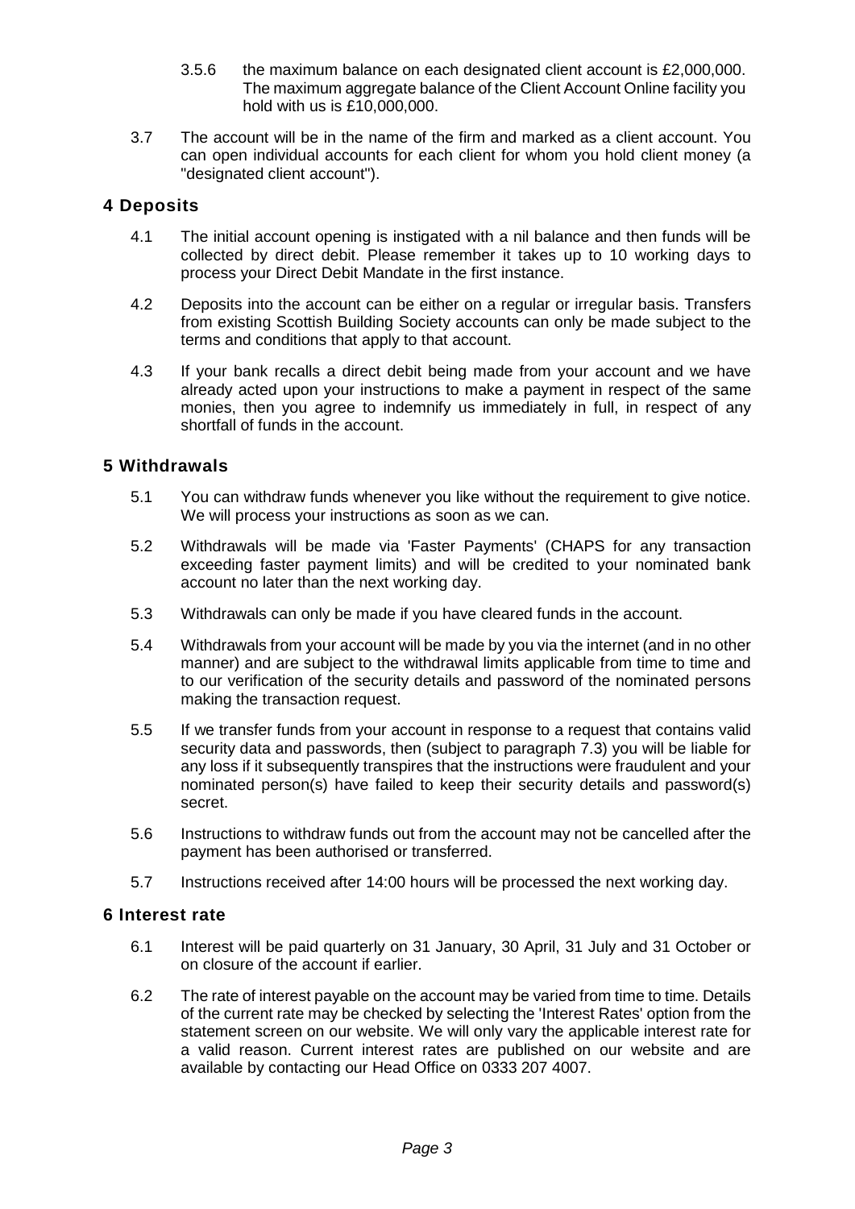3.5.6 the maximum balance on each designated client account is £2,000,000. The maximum aggregate balance of the Client Account Online facility you hold with us is £10,000,000.

3.7 The account will be in the name of the firm and marked as a client account. You can open individual accounts for each client for whom you hold client money (a "designated client account").

## 4 Deposits

4.1 The initial account opening is instigated with a nil balance and then funds will be collected by direct debit. Please remember it takes up to 10 working days to process your Direct Debit Mandate in the first instance.

4.2 Deposits into the account can be either on a regular or irregular basis. Transfers from existing Scottish Building Society accounts can only be made subject to the terms and conditions that apply to that account.

4.3 If your bank recalls a direct debit being made from your account and we have already acted upon your instructions to make a payment in respect of the same monies, then you agree to indemnify us immediately in full, in respect of any shortfall of funds in the account.

## 5 Withdrawals

5.1 You can withdraw funds whenever you like without the requirement to give notice. We will process your instructions as soon as we can.

5.2 Withdrawals will be made via 'Faster Payments' (CHAPS for any transaction exceeding faster payment limits) and will be credited to your nominated bank account no later than the next working day.

5.3 Withdrawals can only be made if you have cleared funds in the account.

5.4 Withdrawals from your account will be made by you via the internet (and in no other manner) and are subject to the withdrawal limits applicable from time to time and to our verification of the security details and password of the nominated persons making the transaction request.

5.5 If we transfer funds from your account in response to a request that contains valid security data and passwords, then (subject to paragraph 7.3) you will be liable for any loss if it subsequently transpires that the instructions were fraudulent and your nominated person(s) have failed to keep their security details and password(s) secret.

5.6 Instructions to withdraw funds out from the account may not be cancelled after the payment has been authorised or transferred.

5.7 Instructions received after 14:00 hours will be processed the next working day.

## 6 Interest rate

6.1 Interest will be paid quarterly on 31 January, 30 April, 31 July and 31 October or on closure of the account if earlier.

6.2 The rate of interest payable on the account may be varied from time to time. Details of the current rate may be checked by selecting the 'Interest Rates' option from the statement screen on our website. We will only vary the applicable interest rate for a valid reason. Current interest rates are published on our website and are available by contacting our Head Office on 0333 207 4007.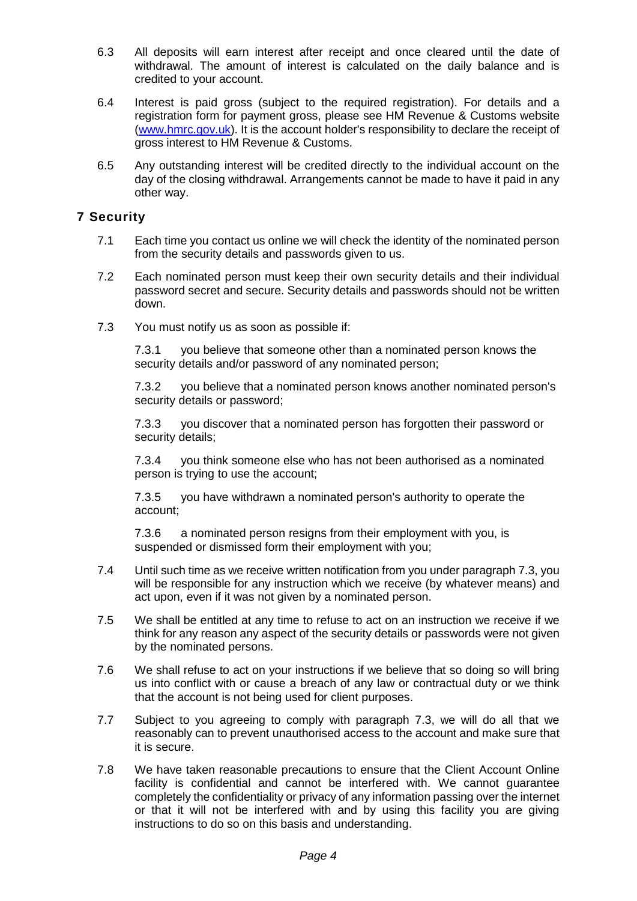6.3 All deposits will earn interest after receipt and once cleared until the date of withdrawal. The amount of interest is calculated on the daily balance and is credited to your account.

6.4 Interest is paid gross (subject to the required registration). For details and a registration form for payment gross, please see HM Revenue & Customs website (www.hmrc.gov.uk). It is the account holder's responsibility to declare the receipt of gross interest to HM Revenue & Customs.

6.5 Any outstanding interest will be credited directly to the individual account on the day of the closing withdrawal. Arrangements cannot be made to have it paid in any other way.

## 7 Security

7.1 Each time you contact us online we will check the identity of the nominated person from the security details and passwords given to us.

7.2 Each nominated person must keep their own security details and their individual password secret and secure. Security details and passwords should not be written down.

7.3 You must notify us as soon as possible if:

7.3.1 you believe that someone other than a nominated person knows the security details and/or password of any nominated person;

7.3.2 you believe that a nominated person knows another nominated person's security details or password;

7.3.3 you discover that a nominated person has forgotten their password or security details;

7.3.4 you think someone else who has not been authorised as a nominated person is trying to use the account;

7.3.5 you have withdrawn a nominated person's authority to operate the account;

7.3.6 a nominated person resigns from their employment with you, is suspended or dismissed form their employment with you;

7.4 Until such time as we receive written notification from you under paragraph 7.3, you will be responsible for any instruction which we receive (by whatever means) and act upon, even if it was not given by a nominated person.

7.5 We shall be entitled at any time to refuse to act on an instruction we receive if we think for any reason any aspect of the security details or passwords were not given by the nominated persons.

7.6 We shall refuse to act on your instructions if we believe that so doing so will bring us into conflict with or cause a breach of any law or contractual duty or we think that the account is not being used for client purposes.

7.7 Subject to you agreeing to comply with paragraph 7.3, we will do all that we reasonably can to prevent unauthorised access to the account and make sure that it is secure.

7.8 We have taken reasonable precautions to ensure that the Client Account Online facility is confidential and cannot be interfered with. We cannot guarantee completely the confidentiality or privacy of any information passing over the internet or that it will not be interfered with and by using this facility you are giving instructions to do so on this basis and understanding.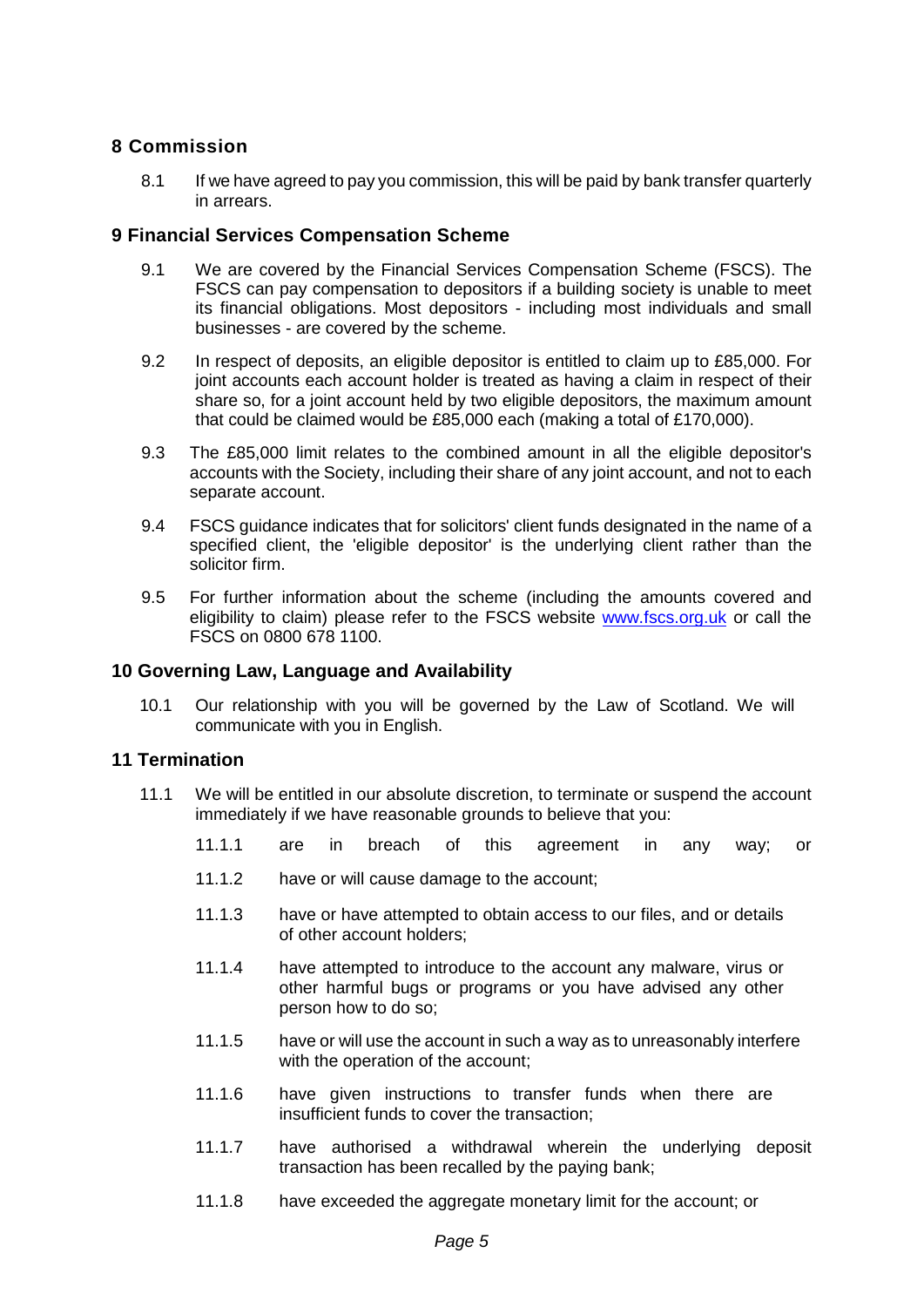## 8 Commission

8.1 If we have agreed to pay you commission, this will be paid by bank transfer quarterly in arrears.

## 9 Financial Services Compensation Scheme

9.1 We are covered by the Financial Services Compensation Scheme (FSCS). The FSCS can pay compensation to depositors if a building society is unable to meet its financial obligations. Most depositors - including most individuals and small businesses - are covered by the scheme.

9.2 In respect of deposits, an eligible depositor is entitled to claim up to £85,000. For joint accounts each account holder is treated as having a claim in respect of their share so, for a joint account held by two eligible depositors, the maximum amount that could be claimed would be £85,000 each (making a total of £170,000).

9.3 The £85,000 limit relates to the combined amount in all the eligible depositor's accounts with the Society, including their share of any joint account, and not to each separate account.

9.4 FSCS guidance indicates that for solicitors' client funds designated in the name of a specified client, the 'eligible depositor' is the underlying client rather than the solicitor firm.

9.5 For further information about the scheme (including the amounts covered and eligibility to claim) please refer to the FSCS website [www.fscs.org.uk](http://www.fscs.org.uk) or call the FSCS on 0800 678 1100.

## 10 Governing Law, Language and Availability

10.1 Our relationship with you will be governed by the Law of Scotland. We will communicate with you in English.

## 11 Termination

11.1 We will be entitled in our absolute discretion, to terminate or suspend the account immediately if we have reasonable grounds to believe that you:

11.1.1 are in breach of this agreement in any way; or

11.1.2 have or will cause damage to the account;

11.1.3 have or have attempted to obtain access to our files, and or details of other account holders;

11.1.4 have attempted to introduce to the account any malware, virus or other harmful bugs or programs or you have advised any other person how to do so;

11.1.5 have or will use the account in such a way as to unreasonably interfere with the operation of the account;

11.1.6 have given instructions to transfer funds when there are insufficient funds to cover the transaction;

11.1.7 have authorised a withdrawal wherein the underlying deposit transaction has been recalled by the paying bank;

11.1.8 have exceeded the aggregate monetary limit for the account; or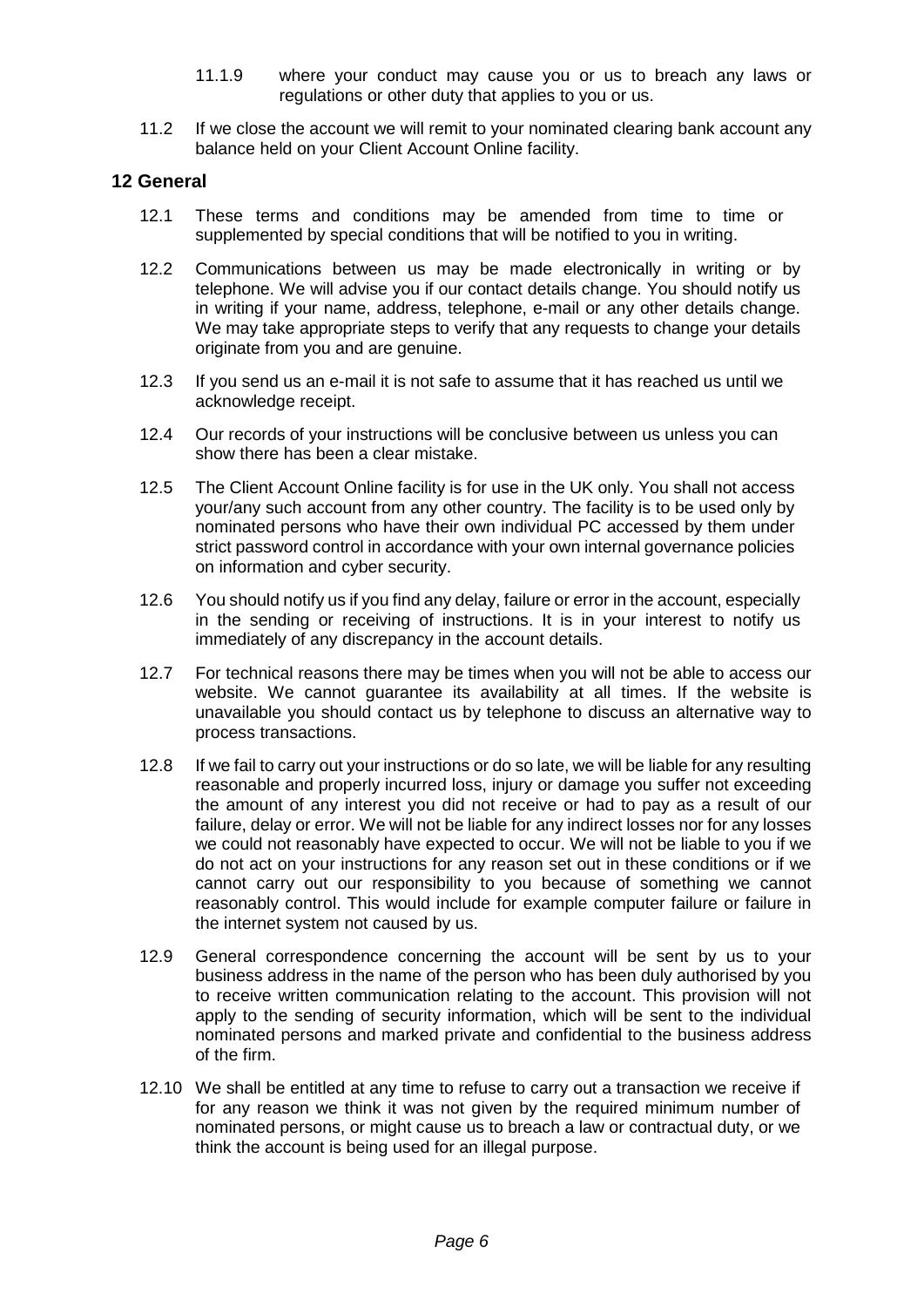11.1.9 where your conduct may cause you or us to breach any laws or regulations or other duty that applies to you or us.

11.2 If we close the account we will remit to your nominated clearing bank account any balance held on your Client Account Online facility.

## 12 General

12.1 These terms and conditions may be amended from time to time or supplemented by special conditions that will be notified to you in writing.

12.2 Communications between us may be made electronically in writing or by telephone. We will advise you if our contact details change. You should notify us in writing if your name, address, telephone, e-mail or any other details change. We may take appropriate steps to verify that any requests to change your details originate from you and are genuine.

12.3 If you send us an e-mail it is not safe to assume that it has reached us until we acknowledge receipt.

12.4 Our records of your instructions will be conclusive between us unless you can show there has been a clear mistake.

12.5 The Client Account Online facility is for use in the UK only. You shall not access your/any such account from any other country. The facility is to be used only by nominated persons who have their own individual PC accessed by them under strict password control in accordance with your own internal governance policies on information and cyber security.

12.6 You should notify us if you find any delay, failure or error in the account, especially in the sending or receiving of instructions. It is in your interest to notify us immediately of any discrepancy in the account details.

12.7 For technical reasons there may be times when you will not be able to access our website. We cannot guarantee its availability at all times. If the website is unavailable you should contact us by telephone to discuss an alternative way to process transactions.

12.8 If we fail to carry out your instructions or do so late, we will be liable for any resulting reasonable and properly incurred loss, injury or damage you suffer not exceeding the amount of any interest you did not receive or had to pay as a result of our failure, delay or error. We will not be liable for any indirect losses nor for any losses we could not reasonably have expected to occur. We will not be liable to you if we do not act on your instructions for any reason set out in these conditions or if we cannot carry out our responsibility to you because of something we cannot reasonably control. This would include for example computer failure or failure in the internet system not caused by us.

12.9 General correspondence concerning the account will be sent by us to your business address in the name of the person who has been duly authorised by you to receive written communication relating to the account. This provision will not apply to the sending of security information, which will be sent to the individual nominated persons and marked private and confidential to the business address of the firm.

12.10 We shall be entitled at any time to refuse to carry out a transaction we receive if for any reason we think it was not given by the required minimum number of nominated persons, or might cause us to breach a law or contractual duty, or we think the account is being used for an illegal purpose.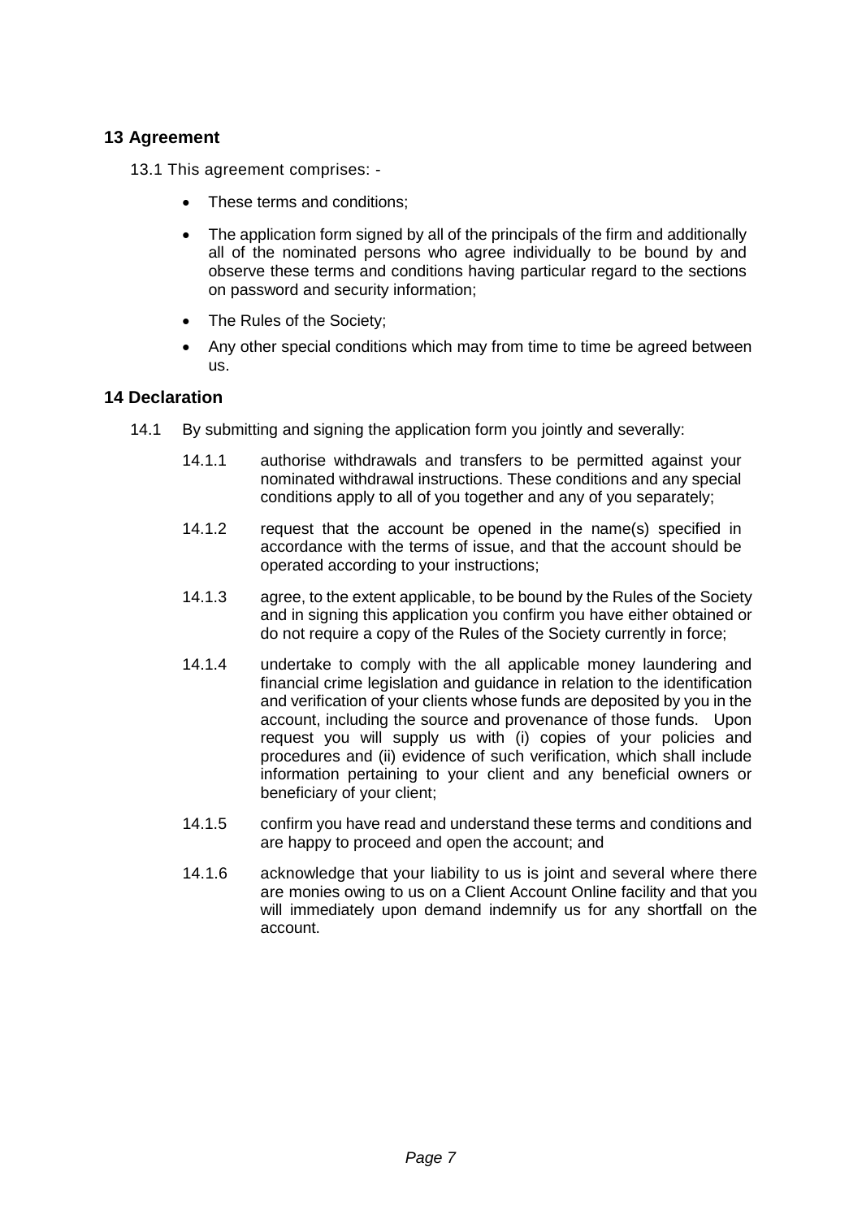## 13 Agreement

13.1 This agreement comprises: -

- These terms and conditions;
- The application form signed by all of the principals of the firm and additionally all of the nominated persons who agree individually to be bound by and observe these terms and conditions having particular regard to the sections on password and security information;
- The Rules of the Society;
- Any other special conditions which may from time to time be agreed between us.

## 14 Declaration

14.1 By submitting and signing the application form you jointly and severally:

14.1.1 authorise withdrawals and transfers to be permitted against your nominated withdrawal instructions. These conditions and any special conditions apply to all of you together and any of you separately;

14.1.2 request that the account be opened in the name(s) specified in accordance with the terms of issue, and that the account should be operated according to your instructions;

14.1.3 agree, to the extent applicable, to be bound by the Rules of the Society and in signing this application you confirm you have either obtained or do not require a copy of the Rules of the Society currently in force;

14.1.4 undertake to comply with the all applicable money laundering and financial crime legislation and guidance in relation to the identification and verification of your clients whose funds are deposited by you in the account, including the source and provenance of those funds. Upon request you will supply us with (i) copies of your policies and procedures and (ii) evidence of such verification, which shall include information pertaining to your client and any beneficial owners or beneficiary of your client;

14.1.5 confirm you have read and understand these terms and conditions and are happy to proceed and open the account; and

14.1.6 acknowledge that your liability to us is joint and several where there are monies owing to us on a Client Account Online facility and that you will immediately upon demand indemnify us for any shortfall on the account.